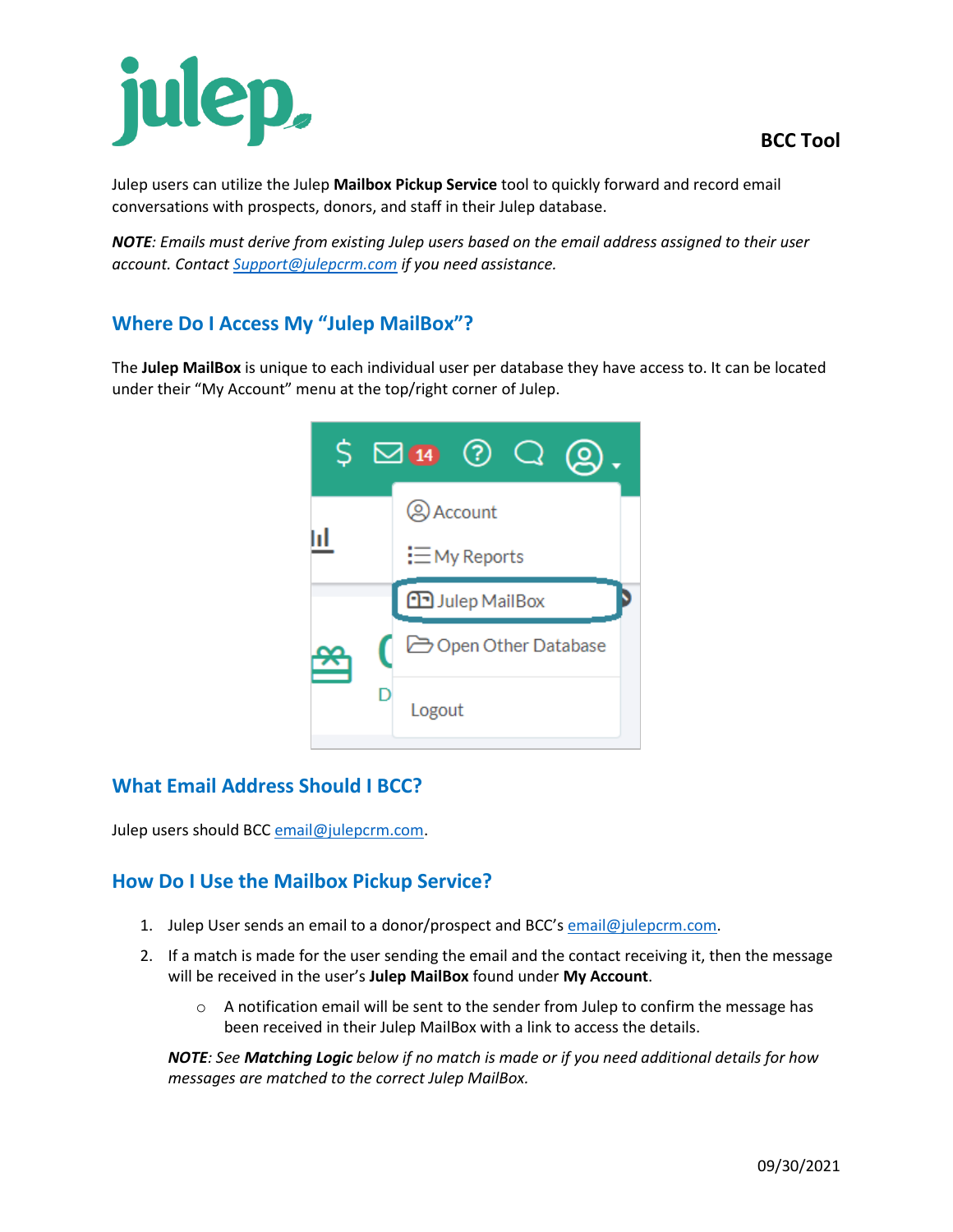# BCC Tool

Julep users can utilize the Julep **Mailbox Pickup Service** tool to quickly forward and record email conversations with prospects, donors, and staff in their Julep database.

***NOTE**: Emails must derive from existing Julep users based on the email address assigned to their user account. Contact Support@julepcrm.com if you need assistance.*

## Where Do I Access My "Julep MailBox"?

The **Julep MailBox** is unique to each individual user per database they have access to. It can be located under their "My Account" menu at the top/right corner of Julep.

## What Email Address Should I BCC?

Julep users should BCC email@julepcrm.com.

## How Do I Use the Mailbox Pickup Service?

1. Julep User sends an email to a donor/prospect and BCC's email@julepcrm.com.
2. If a match is made for the user sending the email and the contact receiving it, then the message will be received in the user's **Julep MailBox** found under **My Account**.
   - A notification email will be sent to the sender from Julep to confirm the message has been received in their Julep MailBox with a link to access the details.

   ***NOTE**: See **Matching Logic** below if no match is made or if you need additional details for how messages are matched to the correct Julep MailBox.*

09/30/2021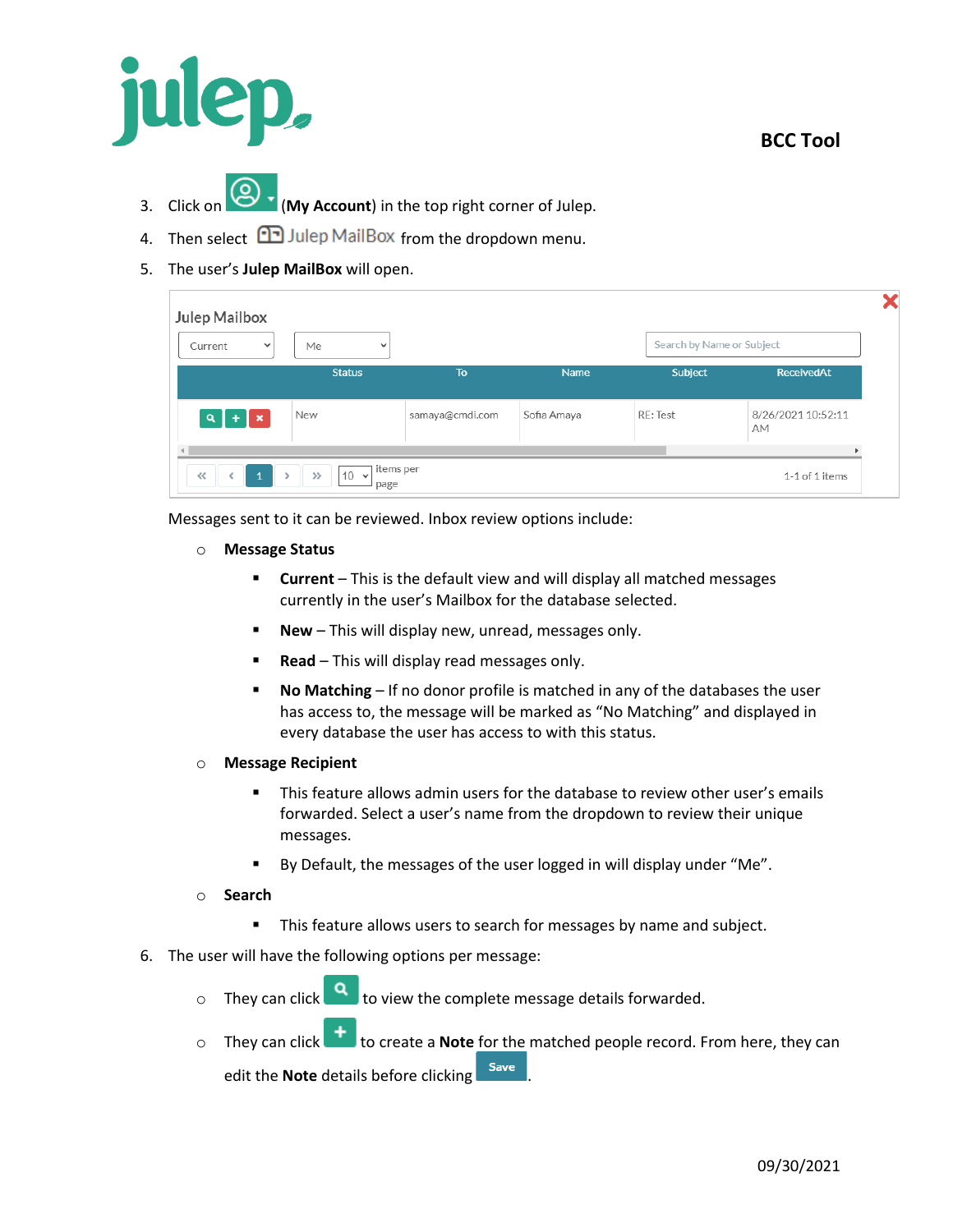3. Click on (**My Account**) in the top right corner of Julep.
4. Then select Julep MailBox from the dropdown menu.
5. The user's **Julep MailBox** will open.

| | Status | To | Name | Subject | ReceivedAt |
|---|---|---|---|---|---|
| | New | samaya@cmdi.com | Sofia Amaya | RE: Test | 8/26/2021 10:52:11 AM |

Messages sent to it can be reviewed. Inbox review options include:

- **Message Status**
  - **Current** – This is the default view and will display all matched messages currently in the user's Mailbox for the database selected.
  - **New** – This will display new, unread, messages only.
  - **Read** – This will display read messages only.
  - **No Matching** – If no donor profile is matched in any of the databases the user has access to, the message will be marked as "No Matching" and displayed in every database the user has access to with this status.
- **Message Recipient**
  - This feature allows admin users for the database to review other user's emails forwarded. Select a user's name from the dropdown to review their unique messages.
  - By Default, the messages of the user logged in will display under "Me".
- **Search**
  - This feature allows users to search for messages by name and subject.

6. The user will have the following options per message:
   - They can click to view the complete message details forwarded.
   - They can click to create a **Note** for the matched people record. From here, they can edit the **Note** details before clicking Save.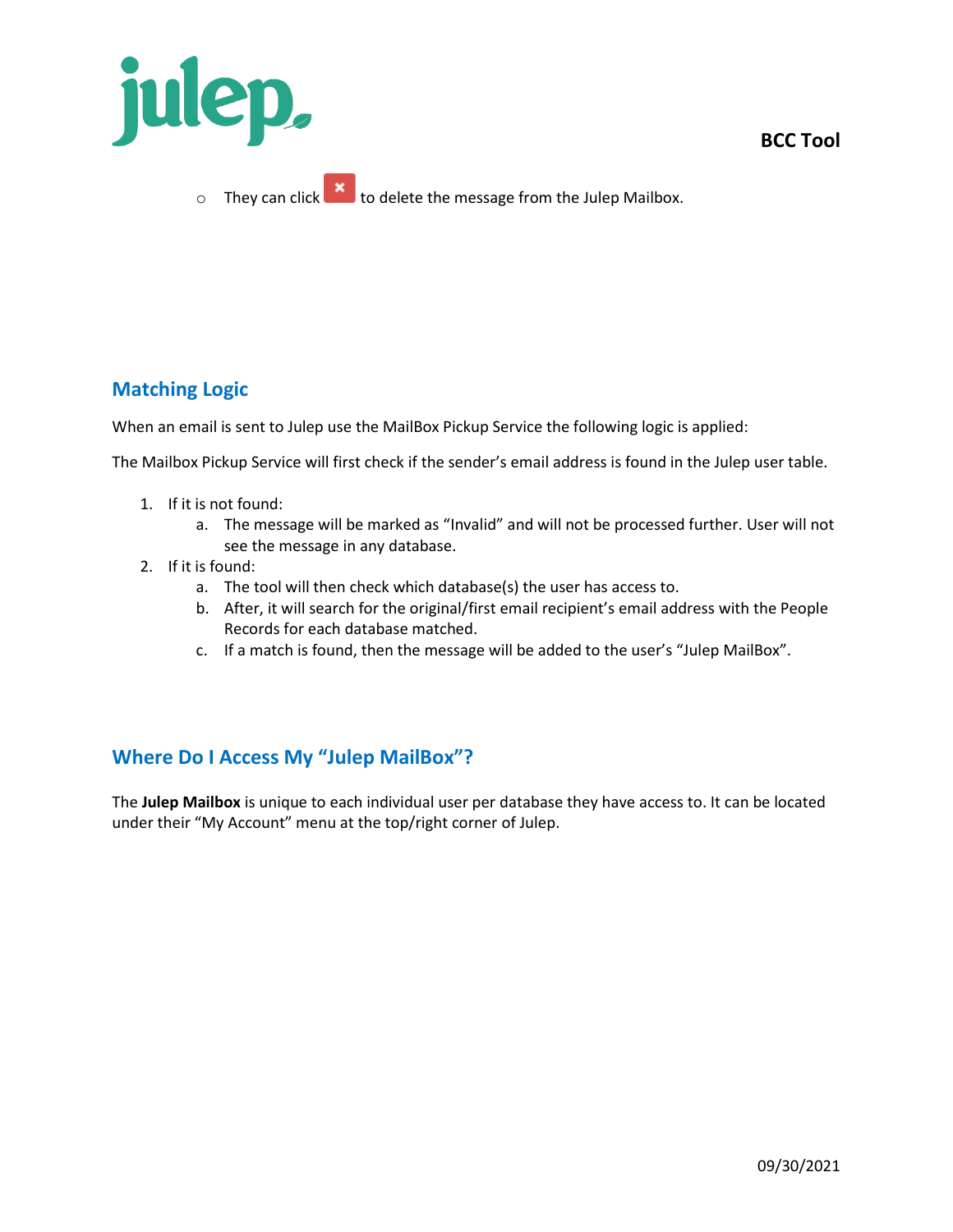- They can click ✖ to delete the message from the Julep Mailbox.

## Matching Logic

When an email is sent to Julep use the MailBox Pickup Service the following logic is applied:

The Mailbox Pickup Service will first check if the sender's email address is found in the Julep user table.

1. If it is not found:
    a. The message will be marked as "Invalid" and will not be processed further. User will not see the message in any database.
2. If it is found:
    a. The tool will then check which database(s) the user has access to.
    b. After, it will search for the original/first email recipient's email address with the People Records for each database matched.
    c. If a match is found, then the message will be added to the user's "Julep MailBox".

## Where Do I Access My "Julep MailBox"?

The **Julep Mailbox** is unique to each individual user per database they have access to. It can be located under their "My Account" menu at the top/right corner of Julep.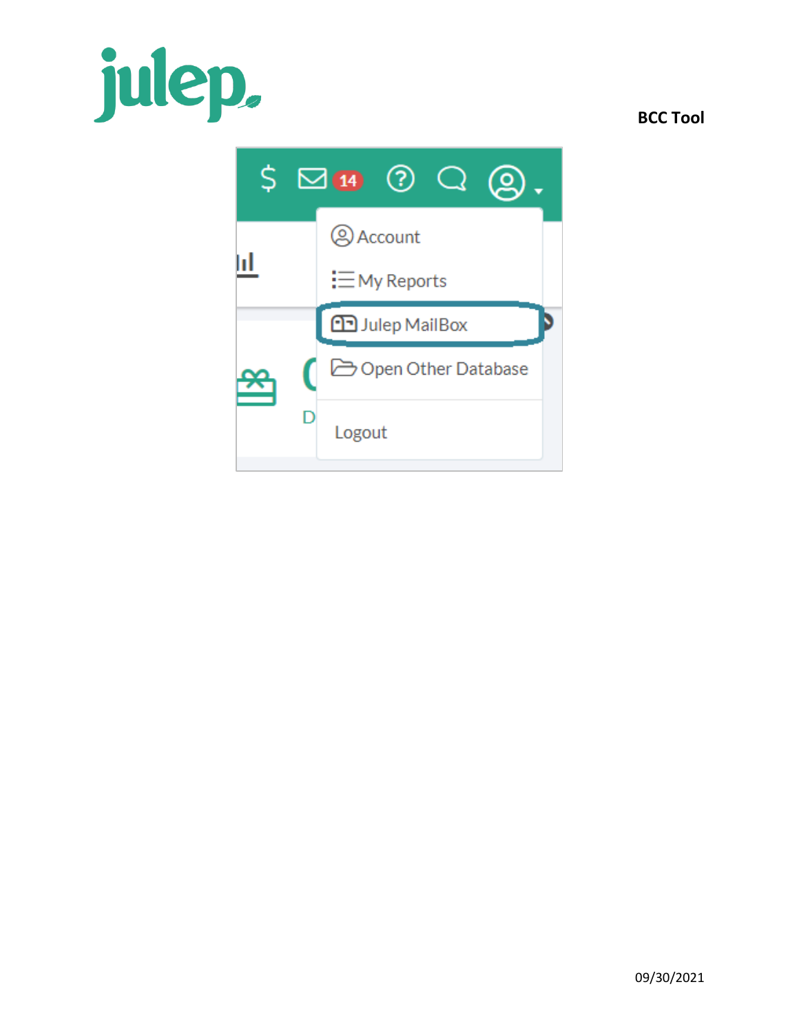14

Account

My Reports

Julep MailBox

Open Other Database

Logout